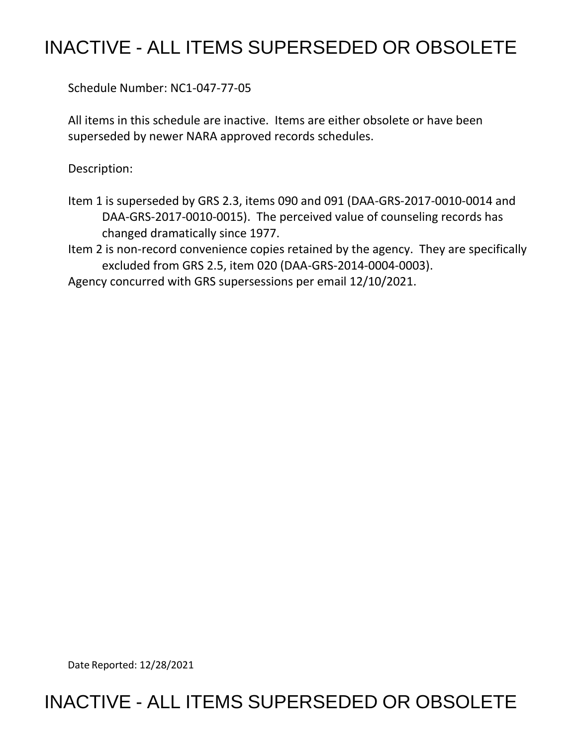# INACTIVE - ALL ITEMS SUPERSEDED OR OBSOLETE

Schedule Number: NC1-047-77-05

All items in this schedule are inactive. Items are either obsolete or have been superseded by newer NARA approved records schedules.

Description:

Item 1 is superseded by GRS 2.3, items 090 and 091 (DAA-GRS-2017-0010-0014 and DAA-GRS-2017-0010-0015). The perceived value of counseling records has changed dramatically since 1977.

Item 2 is non-record convenience copies retained by the agency. They are specifically excluded from GRS 2.5, item 020 (DAA-GRS-2014-0004-0003).

Agency concurred with GRS supersessions per email 12/10/2021.

Date Reported: 12/28/2021

# INACTIVE - ALL ITEMS SUPERSEDED OR OBSOLETE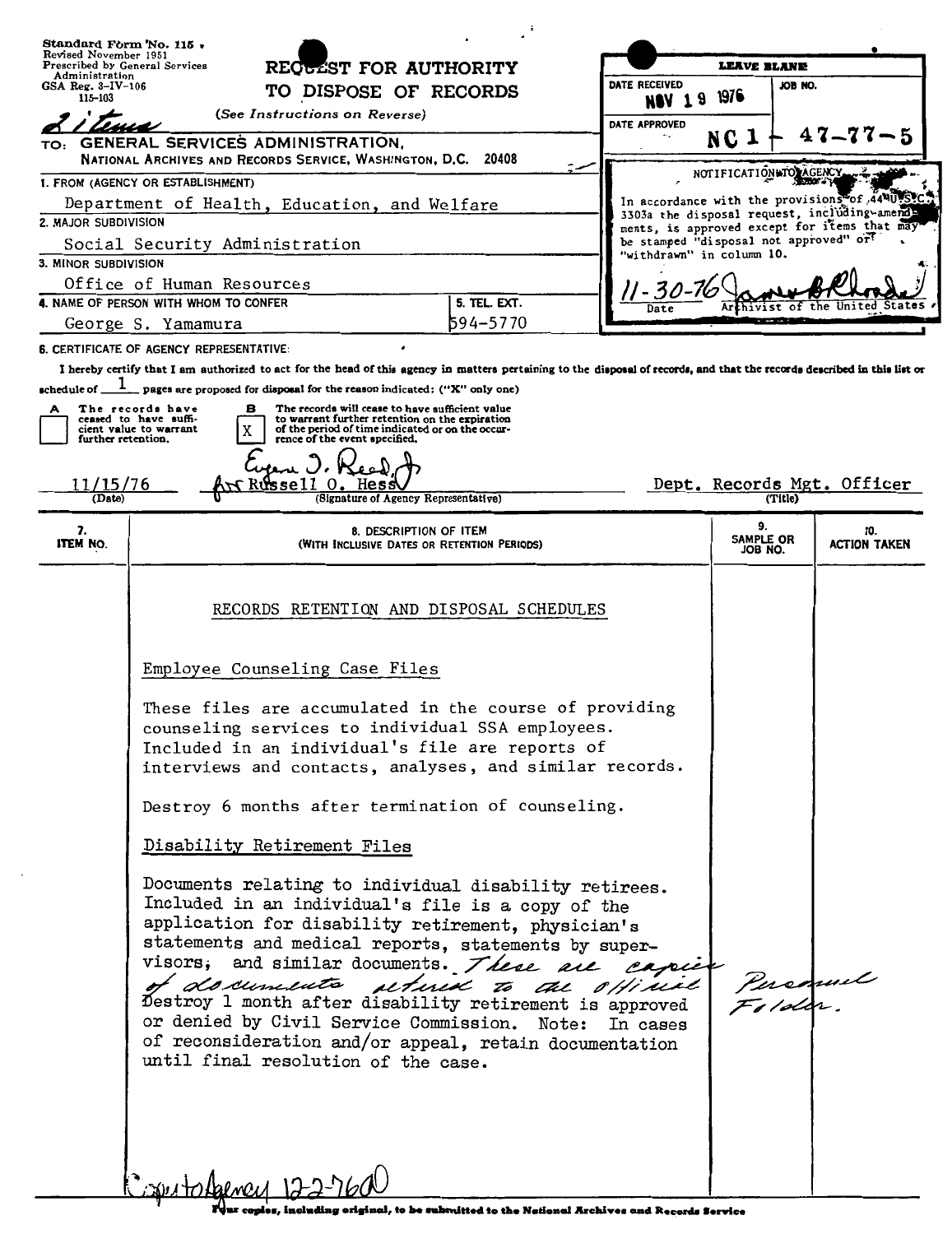Standard Form No. 115
Revised November 1951
Prescribed by General Services Administration
GSA Reg. 3-IV-106
115-103

# REQUEST FOR AUTHORITY TO DISPOSE OF RECORDS

(See Instructions on Reverse)

2 items

TO: GENERAL SERVICES ADMINISTRATION, NATIONAL ARCHIVES AND RECORDS SERVICE, WASHINGTON, D.C. 20408

| LEAVE BLANK | |
|---|---|
| DATE RECEIVED: NOV 19 1976 | JOB NO. |
| DATE APPROVED | NC1-47-77-5 |

NOTIFICATION TO AGENCY

In accordance with the provisions of 44 U.S.C. 3303a the disposal request, including amendments, is approved except for items that may be stamped "disposal not approved" or "withdrawn" in column 10.

11-30-76 — James B. Rhoads — Archivist of the United States

1. FROM (AGENCY OR ESTABLISHMENT): Department of Health, Education, and Welfare
2. MAJOR SUBDIVISION: Social Security Administration
3. MINOR SUBDIVISION: Office of Human Resources
4. NAME OF PERSON WITH WHOM TO CONFER: George S. Yamamura
5. TEL. EXT.: 594-5770

6. CERTIFICATE OF AGENCY REPRESENTATIVE:

I hereby certify that I am authorized to act for the head of this agency in matters pertaining to the disposal of records, and that the records described in this list or schedule of 1 pages are proposed for disposal for the reason indicated: ("X" only one)

- [ ] A The records have ceased to have sufficient value to warrant further retention.
- [X] B The records will cease to have sufficient value to warrant further retention on the expiration of the period of time indicated or on the occurrence of the event specified.

11/15/76 — Eugene J. Reed, Jr. for Russell O. Hess (Signature of Agency Representative) — Dept. Records Mgt. Officer (Title)

| 7. ITEM NO. | 8. DESCRIPTION OF ITEM (WITH INCLUSIVE DATES OR RETENTION PERIODS) | 9. SAMPLE OR JOB NO. | 10. ACTION TAKEN |
|---|---|---|---|

## RECORDS RETENTION AND DISPOSAL SCHEDULES

### Employee Counseling Case Files

These files are accumulated in the course of providing counseling services to individual SSA employees. Included in an individual's file are reports of interviews and contacts, analyses, and similar records.

Destroy 6 months after termination of counseling.

### Disability Retirement Files

Documents relating to individual disability retirees. Included in an individual's file is a copy of the application for disability retirement, physician's statements and medical reports, statements by supervisors, and similar documents. *These are copies of documents retired to the Official Personnel Folder.*

Destroy 1 month after disability retirement is approved or denied by Civil Service Commission. Note: In cases of reconsideration and/or appeal, retain documentation until final resolution of the case.

Copy to Agency 12-2-76

Four copies, including original, to be submitted to the National Archives and Records Service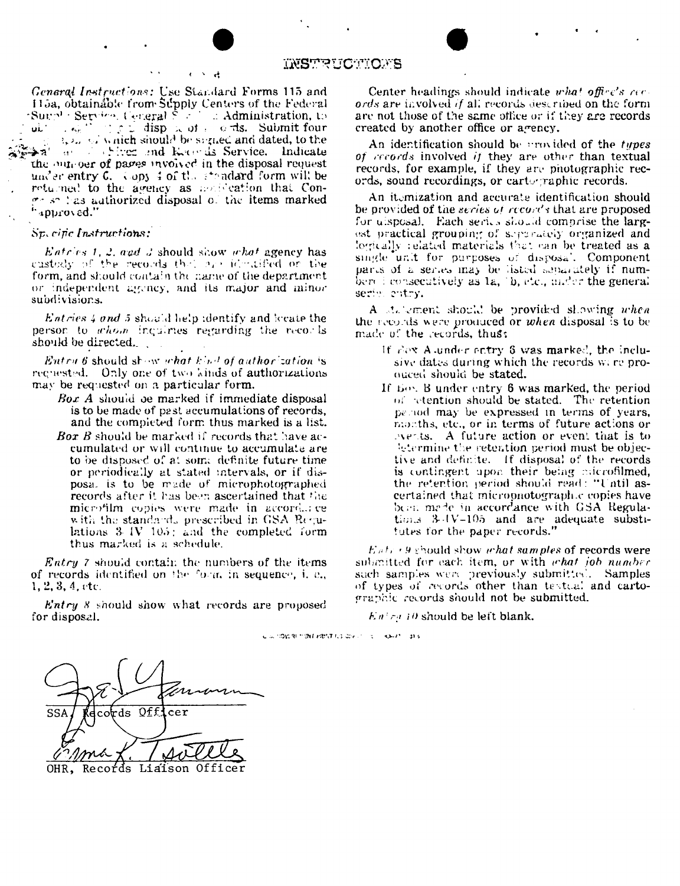# INSTRUCTIONS

*General Instructions:* Use Standard Forms 115 and 115a, obtainable from Supply Centers of the Federal Supply Service, General Services Administration, to obtain authority to dispose of records. Submit four copies, one of which should be signed and dated, to the National Archives and Records Service. Indicate the number of pages involved in the disposal request under entry 6. Copy 4 of the standard form will be returned to the agency as notification that Congress has authorized disposal of the items marked "approved."

*Specific Instructions:*

*Entries 1, 2, and 3* should show *what* agency has custody of the records that are identified on the form, and should contain the name of the department or independent agency, and its major and minor subdivisions.

*Entries 4 and 5* should help identify and locate the person to *whom* inquiries regarding the records should be directed.

*Entry 6* should show *what kind of authorization* is requested. Only one of two kinds of authorizations may be requested on a particular form.

- *Box A* should be marked if immediate disposal is to be made of past accumulations of records, and the completed form thus marked is a list.
- *Box B* should be marked if records that have accumulated or will continue to accumulate are to be disposed of at some definite future time or periodically at stated intervals, or if disposal is to be made of microphotographed records after it has been ascertained that the microfilm copies were made in accordance with the standards prescribed in GSA Regulations 3-IV-105; and the completed form thus marked is a schedule.

*Entry 7* should contain the numbers of the items of records identified on the form in sequence, i. e., 1, 2, 3, 4, etc.

*Entry 8* should show what records are proposed for disposal.

Center headings should indicate *what office's records* are involved *if* all records described on the form are not those of the same office or if they are records created by another office or agency.

An identification should be provided of the *types of records* involved *if* they are other than textual records, for example, if they are photographic records, sound recordings, or cartographic records.

An itemization and accurate identification should be provided of the *series of records* that are proposed for disposal. Each series should comprise the largest practical grouping of separately organized and logically related materials that can be treated as a single unit for purposes of disposal. Component parts of a series may be listed separately if numbered consecutively as 1a, 1b, etc., under the general series entry.

A statement should be provided showing *when* the records were produced or *when* disposal is to be made of the records, thus:

- If Box A under entry 6 was marked, the inclusive dates during which the records were produced should be stated.
- If Box B under entry 6 was marked, the period of retention should be stated. The retention period may be expressed in terms of years, months, etc., or in terms of future actions or events. A future action or event that is to determine the retention period must be objective and definite. If disposal of the records is contingent upon their being microfilmed, the retention period should read: "Until ascertained that microphotographic copies have been made in accordance with GSA Regulations 3-IV-105 and are adequate substitutes for the paper records."

*Entry 9* should show *what samples* of records were submitted for each item, or with *what job number* such samples were previously submitted. Samples of types of records other than textual and cartographic records should not be submitted.

*Entry 10* should be left blank.

SSA, Records Officer

OHR, Records Liaison Officer